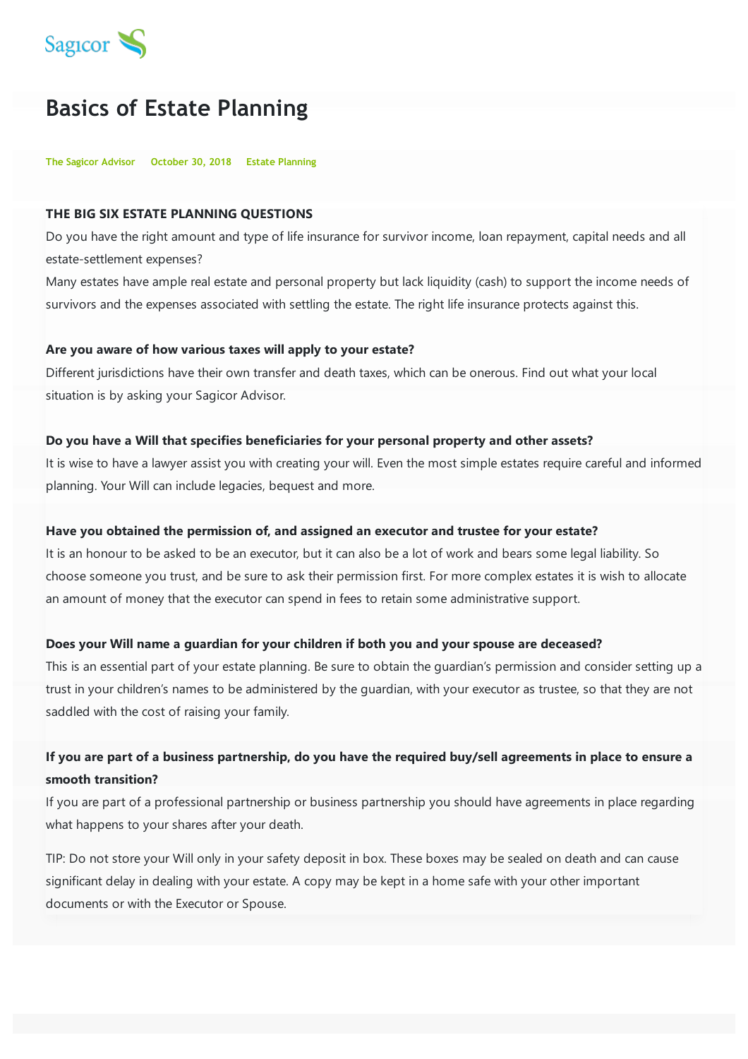Sagicor

# Basics of Estate Planning

The Sagicor Advisor October 30, 2018 Estate Planning

**THE BIG SIX ESTATE PLANNING QUESTIONS**

Do you have the right amount and type of life insurance for survivor income, loan repayment, capital needs and all estate-settlement expenses?

Many estates have ample real estate and personal property but lack liquidity (cash) to support the income needs of survivors and the expenses associated with settling the estate. The right life insurance protects against this.

**Are you aware of how various taxes will apply to your estate?**

Different jurisdictions have their own transfer and death taxes, which can be onerous. Find out what your local situation is by asking your Sagicor Advisor.

**Do you have a Will that specifies beneficiaries for your personal property and other assets?**

It is wise to have a lawyer assist you with creating your will. Even the most simple estates require careful and informed planning. Your Will can include legacies, bequest and more.

**Have you obtained the permission of, and assigned an executor and trustee for your estate?**

It is an honour to be asked to be an executor, but it can also be a lot of work and bears some legal liability. So choose someone you trust, and be sure to ask their permission first. For more complex estates it is wish to allocate an amount of money that the executor can spend in fees to retain some administrative support.

**Does your Will name a guardian for your children if both you and your spouse are deceased?**

This is an essential part of your estate planning. Be sure to obtain the guardian's permission and consider setting up a trust in your children's names to be administered by the guardian, with your executor as trustee, so that they are not saddled with the cost of raising your family.

**If you are part of a business partnership, do you have the required buy/sell agreements in place to ensure a smooth transition?**

If you are part of a professional partnership or business partnership you should have agreements in place regarding what happens to your shares after your death.

TIP: Do not store your Will only in your safety deposit in box. These boxes may be sealed on death and can cause significant delay in dealing with your estate. A copy may be kept in a home safe with your other important documents or with the Executor or Spouse.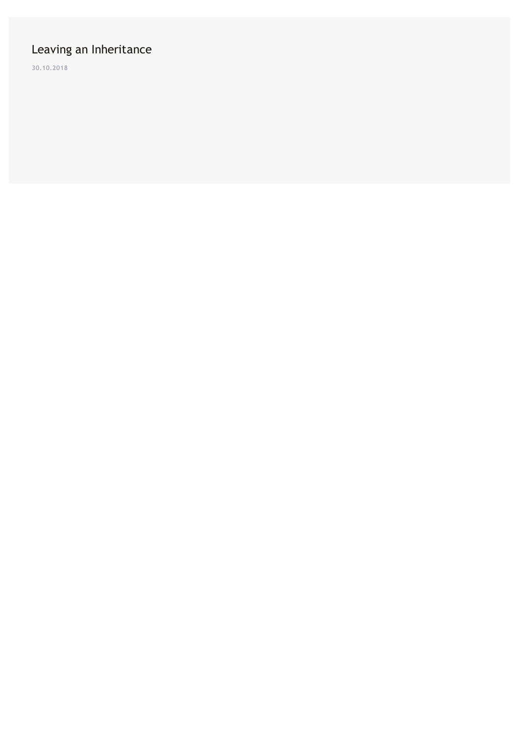# Leaving an Inheritance

30.10.2018